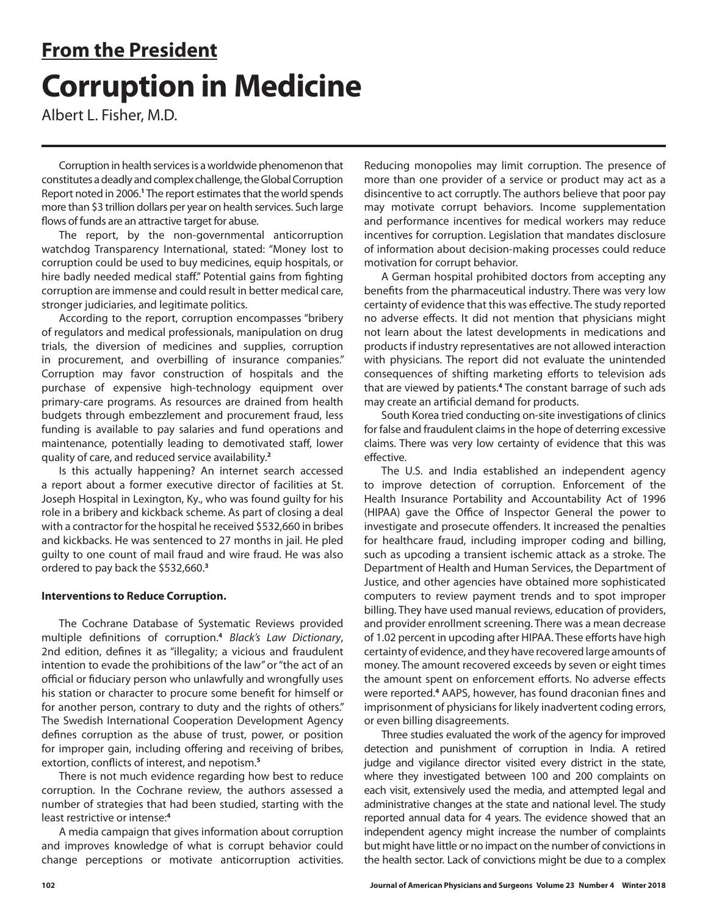## From the President

# Corruption in Medicine

Albert L. Fisher, M.D.

Corruption in health services is a worldwide phenomenon that constitutes a deadly and complex challenge, the Global Corruption Report noted in 2006.[1] The report estimates that the world spends more than $3 trillion dollars per year on health services. Such large flows of funds are an attractive target for abuse.

The report, by the non-governmental anticorruption watchdog Transparency International, stated: "Money lost to corruption could be used to buy medicines, equip hospitals, or hire badly needed medical staff." Potential gains from fighting corruption are immense and could result in better medical care, stronger judiciaries, and legitimate politics.

According to the report, corruption encompasses "bribery of regulators and medical professionals, manipulation on drug trials, the diversion of medicines and supplies, corruption in procurement, and overbilling of insurance companies." Corruption may favor construction of hospitals and the purchase of expensive high-technology equipment over primary-care programs. As resources are drained from health budgets through embezzlement and procurement fraud, less funding is available to pay salaries and fund operations and maintenance, potentially leading to demotivated staff, lower quality of care, and reduced service availability.[2]

Is this actually happening? An internet search accessed a report about a former executive director of facilities at St. Joseph Hospital in Lexington, Ky., who was found guilty for his role in a bribery and kickback scheme. As part of closing a deal with a contractor for the hospital he received $532,660 in bribes and kickbacks. He was sentenced to 27 months in jail. He pled guilty to one count of mail fraud and wire fraud. He was also ordered to pay back the $532,660.[3]

**Interventions to Reduce Corruption.**

The Cochrane Database of Systematic Reviews provided multiple definitions of corruption.[4] *Black's Law Dictionary*, 2nd edition, defines it as "illegality; a vicious and fraudulent intention to evade the prohibitions of the law" or "the act of an official or fiduciary person who unlawfully and wrongfully uses his station or character to procure some benefit for himself or for another person, contrary to duty and the rights of others." The Swedish International Cooperation Development Agency defines corruption as the abuse of trust, power, or position for improper gain, including offering and receiving of bribes, extortion, conflicts of interest, and nepotism.[5]

There is not much evidence regarding how best to reduce corruption. In the Cochrane review, the authors assessed a number of strategies that had been studied, starting with the least restrictive or intense:[4]

A media campaign that gives information about corruption and improves knowledge of what is corrupt behavior could change perceptions or motivate anticorruption activities. Reducing monopolies may limit corruption. The presence of more than one provider of a service or product may act as a disincentive to act corruptly. The authors believe that poor pay may motivate corrupt behaviors. Income supplementation and performance incentives for medical workers may reduce incentives for corruption. Legislation that mandates disclosure of information about decision-making processes could reduce motivation for corrupt behavior.

A German hospital prohibited doctors from accepting any benefits from the pharmaceutical industry. There was very low certainty of evidence that this was effective. The study reported no adverse effects. It did not mention that physicians might not learn about the latest developments in medications and products if industry representatives are not allowed interaction with physicians. The report did not evaluate the unintended consequences of shifting marketing efforts to television ads that are viewed by patients.[4] The constant barrage of such ads may create an artificial demand for products.

South Korea tried conducting on-site investigations of clinics for false and fraudulent claims in the hope of deterring excessive claims. There was very low certainty of evidence that this was effective.

The U.S. and India established an independent agency to improve detection of corruption. Enforcement of the Health Insurance Portability and Accountability Act of 1996 (HIPAA) gave the Office of Inspector General the power to investigate and prosecute offenders. It increased the penalties for healthcare fraud, including improper coding and billing, such as upcoding a transient ischemic attack as a stroke. The Department of Health and Human Services, the Department of Justice, and other agencies have obtained more sophisticated computers to review payment trends and to spot improper billing. They have used manual reviews, education of providers, and provider enrollment screening. There was a mean decrease of 1.02 percent in upcoding after HIPAA. These efforts have high certainty of evidence, and they have recovered large amounts of money. The amount recovered exceeds by seven or eight times the amount spent on enforcement efforts. No adverse effects were reported.[4] AAPS, however, has found draconian fines and imprisonment of physicians for likely inadvertent coding errors, or even billing disagreements.

Three studies evaluated the work of the agency for improved detection and punishment of corruption in India. A retired judge and vigilance director visited every district in the state, where they investigated between 100 and 200 complaints on each visit, extensively used the media, and attempted legal and administrative changes at the state and national level. The study reported annual data for 4 years. The evidence showed that an independent agency might increase the number of complaints but might have little or no impact on the number of convictions in the health sector. Lack of convictions might be due to a complex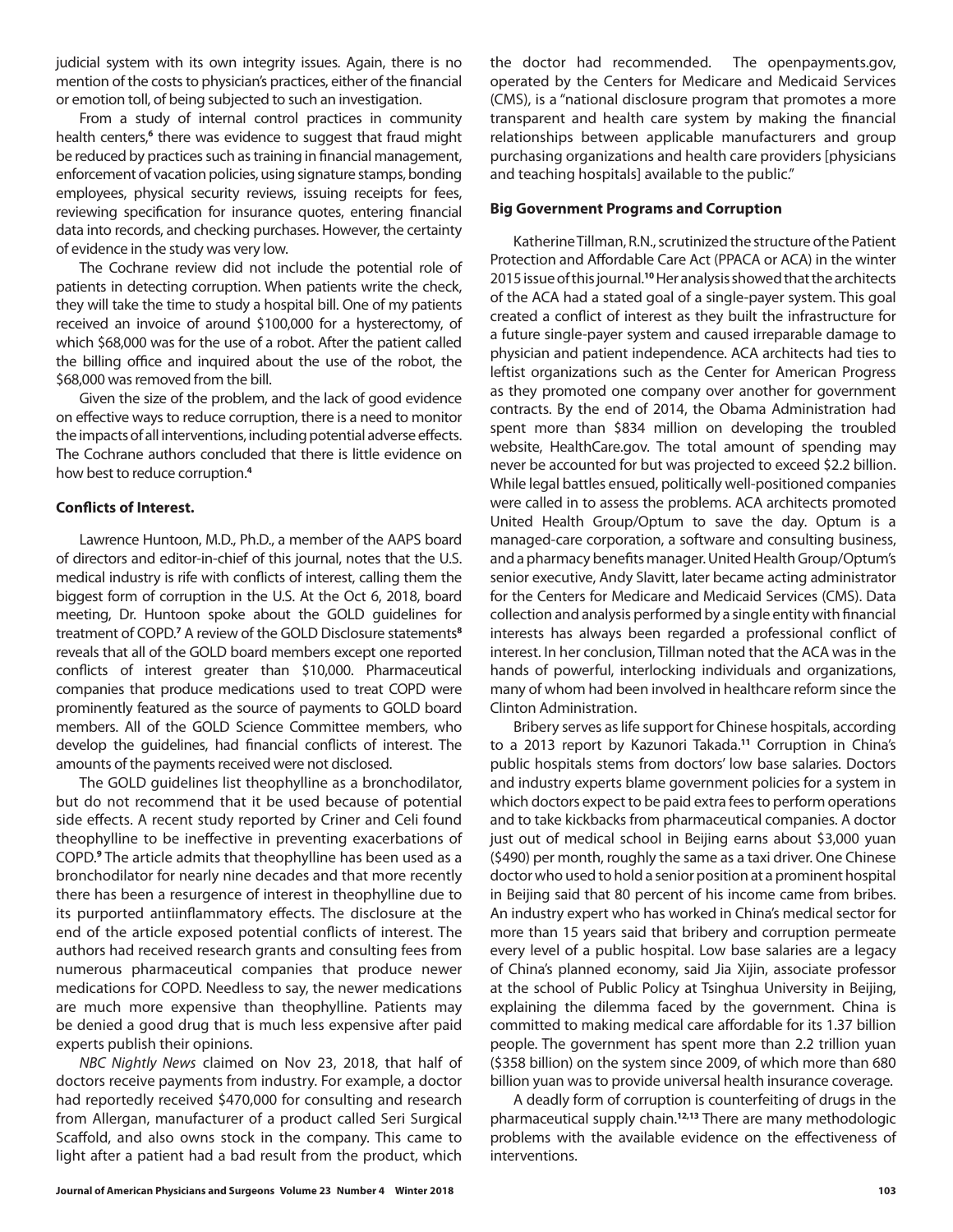judicial system with its own integrity issues. Again, there is no mention of the costs to physician's practices, either of the financial or emotion toll, of being subjected to such an investigation.

From a study of internal control practices in community health centers,[6] there was evidence to suggest that fraud might be reduced by practices such as training in financial management, enforcement of vacation policies, using signature stamps, bonding employees, physical security reviews, issuing receipts for fees, reviewing specification for insurance quotes, entering financial data into records, and checking purchases. However, the certainty of evidence in the study was very low.

The Cochrane review did not include the potential role of patients in detecting corruption. When patients write the check, they will take the time to study a hospital bill. One of my patients received an invoice of around $100,000 for a hysterectomy, of which $68,000 was for the use of a robot. After the patient called the billing office and inquired about the use of the robot, the $68,000 was removed from the bill.

Given the size of the problem, and the lack of good evidence on effective ways to reduce corruption, there is a need to monitor the impacts of all interventions, including potential adverse effects. The Cochrane authors concluded that there is little evidence on how best to reduce corruption.[4]

**Conflicts of Interest.**

Lawrence Huntoon, M.D., Ph.D., a member of the AAPS board of directors and editor-in-chief of this journal, notes that the U.S. medical industry is rife with conflicts of interest, calling them the biggest form of corruption in the U.S. At the Oct 6, 2018, board meeting, Dr. Huntoon spoke about the GOLD guidelines for treatment of COPD.[7] A review of the GOLD Disclosure statements[8] reveals that all of the GOLD board members except one reported conflicts of interest greater than $10,000. Pharmaceutical companies that produce medications used to treat COPD were prominently featured as the source of payments to GOLD board members. All of the GOLD Science Committee members, who develop the guidelines, had financial conflicts of interest. The amounts of the payments received were not disclosed.

The GOLD guidelines list theophylline as a bronchodilator, but do not recommend that it be used because of potential side effects. A recent study reported by Criner and Celi found theophylline to be ineffective in preventing exacerbations of COPD.[9] The article admits that theophylline has been used as a bronchodilator for nearly nine decades and that more recently there has been a resurgence of interest in theophylline due to its purported antiinflammatory effects. The disclosure at the end of the article exposed potential conflicts of interest. The authors had received research grants and consulting fees from numerous pharmaceutical companies that produce newer medications for COPD. Needless to say, the newer medications are much more expensive than theophylline. Patients may be denied a good drug that is much less expensive after paid experts publish their opinions.

*NBC Nightly News* claimed on Nov 23, 2018, that half of doctors receive payments from industry. For example, a doctor had reportedly received $470,000 for consulting and research from Allergan, manufacturer of a product called Seri Surgical Scaffold, and also owns stock in the company. This came to light after a patient had a bad result from the product, which the doctor had recommended. The openpayments.gov, operated by the Centers for Medicare and Medicaid Services (CMS), is a "national disclosure program that promotes a more transparent and health care system by making the financial relationships between applicable manufacturers and group purchasing organizations and health care providers [physicians and teaching hospitals] available to the public."

**Big Government Programs and Corruption**

Katherine Tillman, R.N., scrutinized the structure of the Patient Protection and Affordable Care Act (PPACA or ACA) in the winter 2015 issue of this journal.[10] Her analysis showed that the architects of the ACA had a stated goal of a single-payer system. This goal created a conflict of interest as they built the infrastructure for a future single-payer system and caused irreparable damage to physician and patient independence. ACA architects had ties to leftist organizations such as the Center for American Progress as they promoted one company over another for government contracts. By the end of 2014, the Obama Administration had spent more than $834 million on developing the troubled website, HealthCare.gov. The total amount of spending may never be accounted for but was projected to exceed $2.2 billion. While legal battles ensued, politically well-positioned companies were called in to assess the problems. ACA architects promoted United Health Group/Optum to save the day. Optum is a managed-care corporation, a software and consulting business, and a pharmacy benefits manager. United Health Group/Optum's senior executive, Andy Slavitt, later became acting administrator for the Centers for Medicare and Medicaid Services (CMS). Data collection and analysis performed by a single entity with financial interests has always been regarded a professional conflict of interest. In her conclusion, Tillman noted that the ACA was in the hands of powerful, interlocking individuals and organizations, many of whom had been involved in healthcare reform since the Clinton Administration.

Bribery serves as life support for Chinese hospitals, according to a 2013 report by Kazunori Takada.[11] Corruption in China's public hospitals stems from doctors' low base salaries. Doctors and industry experts blame government policies for a system in which doctors expect to be paid extra fees to perform operations and to take kickbacks from pharmaceutical companies. A doctor just out of medical school in Beijing earns about $3,000 yuan ($490) per month, roughly the same as a taxi driver. One Chinese doctor who used to hold a senior position at a prominent hospital in Beijing said that 80 percent of his income came from bribes. An industry expert who has worked in China's medical sector for more than 15 years said that bribery and corruption permeate every level of a public hospital. Low base salaries are a legacy of China's planned economy, said Jia Xijin, associate professor at the school of Public Policy at Tsinghua University in Beijing, explaining the dilemma faced by the government. China is committed to making medical care affordable for its 1.37 billion people. The government has spent more than 2.2 trillion yuan ($358 billion) on the system since 2009, of which more than 680 billion yuan was to provide universal health insurance coverage.

A deadly form of corruption is counterfeiting of drugs in the pharmaceutical supply chain.[12,13] There are many methodologic problems with the available evidence on the effectiveness of interventions.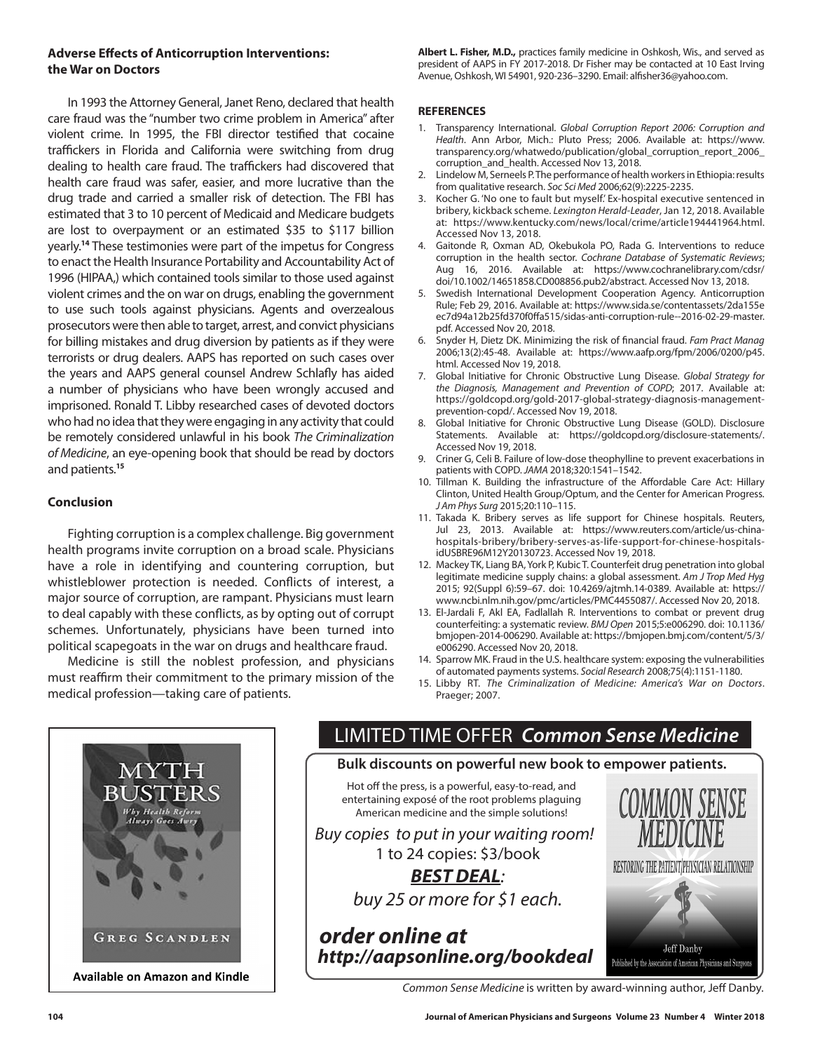### Adverse Effects of Anticorruption Interventions: the War on Doctors

In 1993 the Attorney General, Janet Reno, declared that health care fraud was the "number two crime problem in America" after violent crime. In 1995, the FBI director testified that cocaine traffickers in Florida and California were switching from drug dealing to health care fraud. The traffickers had discovered that health care fraud was safer, easier, and more lucrative than the drug trade and carried a smaller risk of detection. The FBI has estimated that 3 to 10 percent of Medicaid and Medicare budgets are lost to overpayment or an estimated $35 to $117 billion yearly.[14] These testimonies were part of the impetus for Congress to enact the Health Insurance Portability and Accountability Act of 1996 (HIPAA,) which contained tools similar to those used against violent crimes and the on war on drugs, enabling the government to use such tools against physicians. Agents and overzealous prosecutors were then able to target, arrest, and convict physicians for billing mistakes and drug diversion by patients as if they were terrorists or drug dealers. AAPS has reported on such cases over the years and AAPS general counsel Andrew Schlafly has aided a number of physicians who have been wrongly accused and imprisoned. Ronald T. Libby researched cases of devoted doctors who had no idea that they were engaging in any activity that could be remotely considered unlawful in his book *The Criminalization of Medicine*, an eye-opening book that should be read by doctors and patients.[15]

### Conclusion

Fighting corruption is a complex challenge. Big government health programs invite corruption on a broad scale. Physicians have a role in identifying and countering corruption, but whistleblower protection is needed. Conflicts of interest, a major source of corruption, are rampant. Physicians must learn to deal capably with these conflicts, as by opting out of corrupt schemes. Unfortunately, physicians have been turned into political scapegoats in the war on drugs and healthcare fraud.

Medicine is still the noblest profession, and physicians must reaffirm their commitment to the primary mission of the medical profession—taking care of patients.

**Albert L. Fisher, M.D.,** practices family medicine in Oshkosh, Wis., and served as president of AAPS in FY 2017-2018. Dr Fisher may be contacted at 10 East Irving Avenue, Oshkosh, WI 54901, 920-236–3290. Email: alfisher36@yahoo.com.

### REFERENCES

1. Transparency International. *Global Corruption Report 2006: Corruption and Health*. Ann Arbor, Mich.: Pluto Press; 2006. Available at: https://www.transparency.org/whatwedo/publication/global_corruption_report_2006_corruption_and_health. Accessed Nov 13, 2018.
2. Lindelow M, Serneels P. The performance of health workers in Ethiopia: results from qualitative research. *Soc Sci Med* 2006;62(9):2225-2235.
3. Kocher G. 'No one to fault but myself.' Ex-hospital executive sentenced in bribery, kickback scheme. *Lexington Herald-Leader*, Jan 12, 2018. Available at: https://www.kentucky.com/news/local/crime/article194441964.html. Accessed Nov 13, 2018.
4. Gaitonde R, Oxman AD, Okebukola PO, Rada G. Interventions to reduce corruption in the health sector. *Cochrane Database of Systematic Reviews*; Aug 16, 2016. Available at: https://www.cochranelibrary.com/cdsr/doi/10.1002/14651858.CD008856.pub2/abstract. Accessed Nov 13, 2018.
5. Swedish International Development Cooperation Agency. Anticorruption Rule; Feb 29, 2016. Available at: https://www.sida.se/contentassets/2da155eec7d94a12b25fd370f0ffa515/sidas-anti-corruption-rule--2016-02-29-master.pdf. Accessed Nov 20, 2018.
6. Snyder H, Dietz DK. Minimizing the risk of financial fraud. *Fam Pract Manag* 2006;13(2):45-48. Available at: https://www.aafp.org/fpm/2006/0200/p45.html. Accessed Nov 19, 2018.
7. Global Initiative for Chronic Obstructive Lung Disease. *Global Strategy for the Diagnosis, Management and Prevention of COPD*; 2017. Available at: https://goldcopd.org/gold-2017-global-strategy-diagnosis-management-prevention-copd/. Accessed Nov 19, 2018.
8. Global Initiative for Chronic Obstructive Lung Disease (GOLD). Disclosure Statements. Available at: https://goldcopd.org/disclosure-statements/. Accessed Nov 19, 2018.
9. Criner G, Celi B. Failure of low-dose theophylline to prevent exacerbations in patients with COPD. *JAMA* 2018;320:1541–1542.
10. Tillman K. Building the infrastructure of the Affordable Care Act: Hillary Clinton, United Health Group/Optum, and the Center for American Progress. *J Am Phys Surg* 2015;20:110–115.
11. Takada K. Bribery serves as life support for Chinese hospitals. Reuters, Jul 23, 2013. Available at: https://www.reuters.com/article/us-china-hospitals-bribery/bribery-serves-as-life-support-for-chinese-hospitals-idUSBRE96M12Y20130723. Accessed Nov 19, 2018.
12. Mackey TK, Liang BA, York P, Kubic T. Counterfeit drug penetration into global legitimate medicine supply chains: a global assessment. *Am J Trop Med Hyg* 2015; 92(Suppl 6):59–67. doi: 10.4269/ajtmh.14-0389. Available at: https://www.ncbi.nlm.nih.gov/pmc/articles/PMC4455087/. Accessed Nov 20, 2018.
13. El-Jardali F, Akl EA, Fadlallah R. Interventions to combat or prevent drug counterfeiting: a systematic review. *BMJ Open* 2015;5:e006290. doi: 10.1136/bmjopen-2014-006290. Available at: https://bmjopen.bmj.com/content/5/3/e006290. Accessed Nov 20, 2018.
14. Sparrow MK. Fraud in the U.S. healthcare system: exposing the vulnerabilities of automated payments systems. *Social Research* 2008;75(4):1151-1180.
15. Libby RT. *The Criminalization of Medicine: America's War on Doctors*. Praeger; 2007.

MYTH BUSTERS

*Why Health Reform Always Goes Awry*

GREG SCANDLEN

**Available on Amazon and Kindle**

## LIMITED TIME OFFER *Common Sense Medicine*

**Bulk discounts on powerful new book to empower patients.**

Hot off the press, is a powerful, easy-to-read, and entertaining exposé of the root problems plaguing American medicine and the simple solutions!

*Buy copies to put in your waiting room!*

1 to 24 copies: $3/book

***BEST DEAL:***

*buy 25 or more for $1 each.*

***order online at http://aapsonline.org/bookdeal***

COMMON SENSE MEDICINE

RESTORING THE PATIENT PHYSICIAN RELATIONSHIP

Jeff Danby

Published by the Association of American Physicians and Surgeons

*Common Sense Medicine* is written by award-winning author, Jeff Danby.